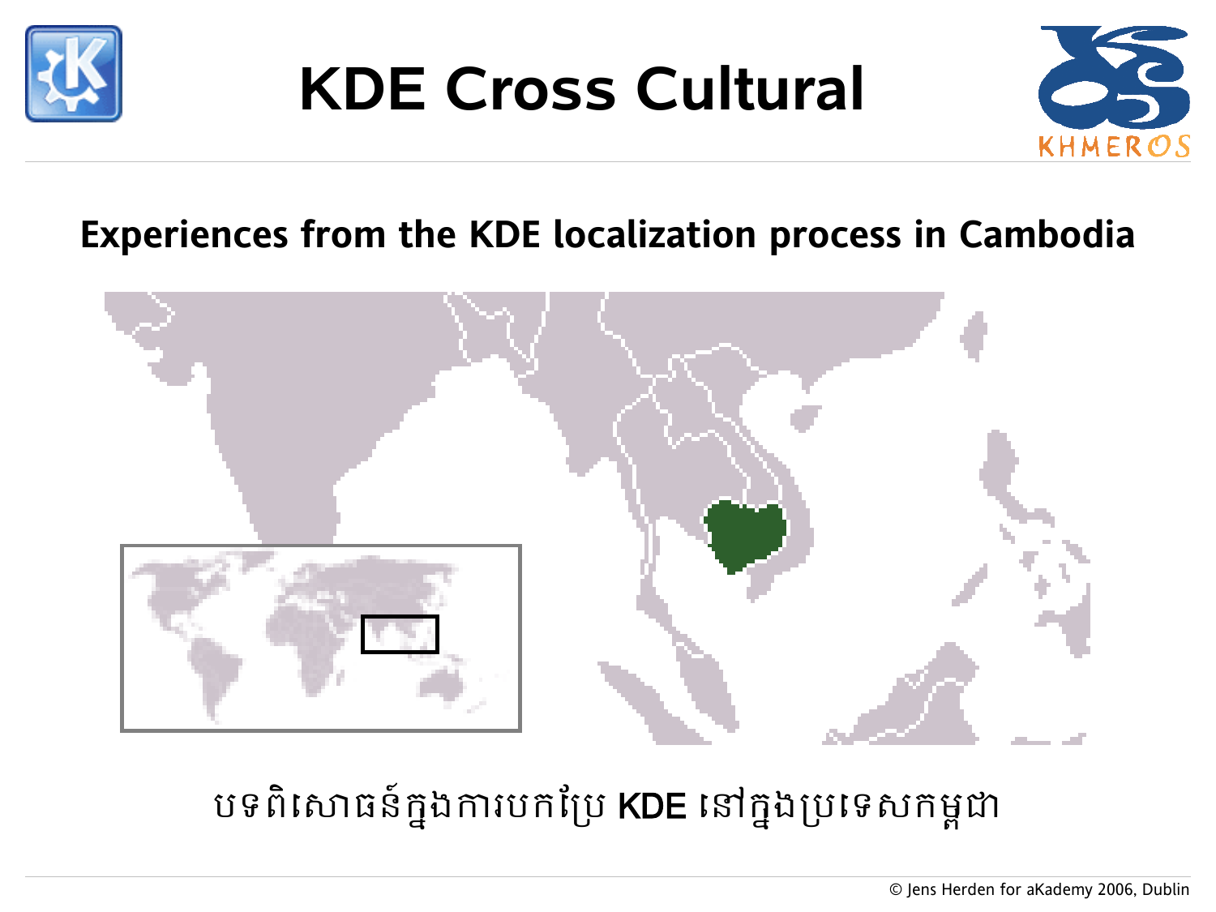# KDE Cross Cultural

KHMEROS

## Experiences from the KDE localization process in Cambodia

បទពិសោធន៍ក្នុងការបកប្រែ KDE នៅក្នុងប្រទេសកម្ពុជា

© Jens Herden for aKademy 2006, Dublin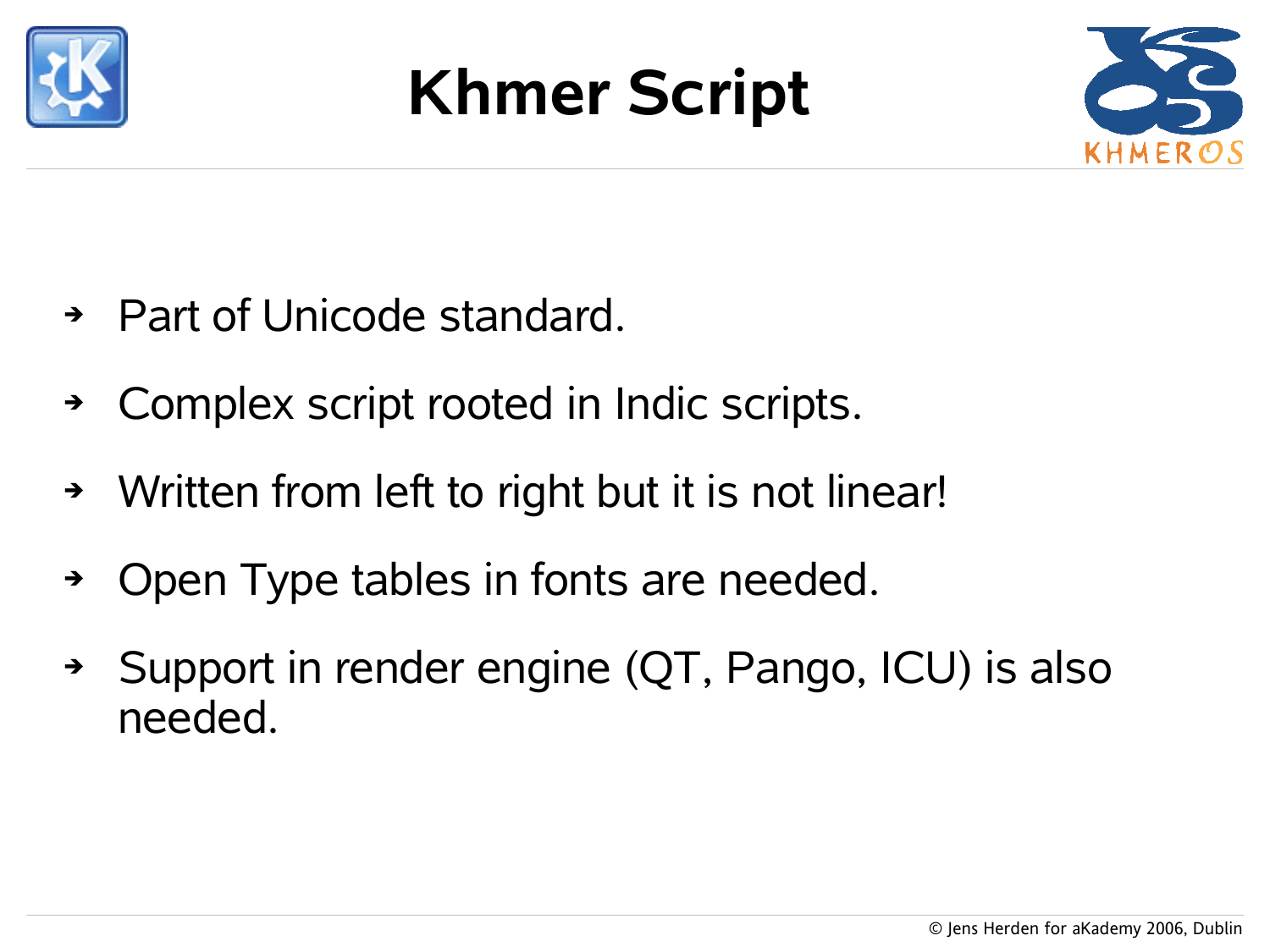# Khmer Script

- Part of Unicode standard.
- Complex script rooted in Indic scripts.
- Written from left to right but it is not linear!
- Open Type tables in fonts are needed.
- Support in render engine (QT, Pango, ICU) is also needed.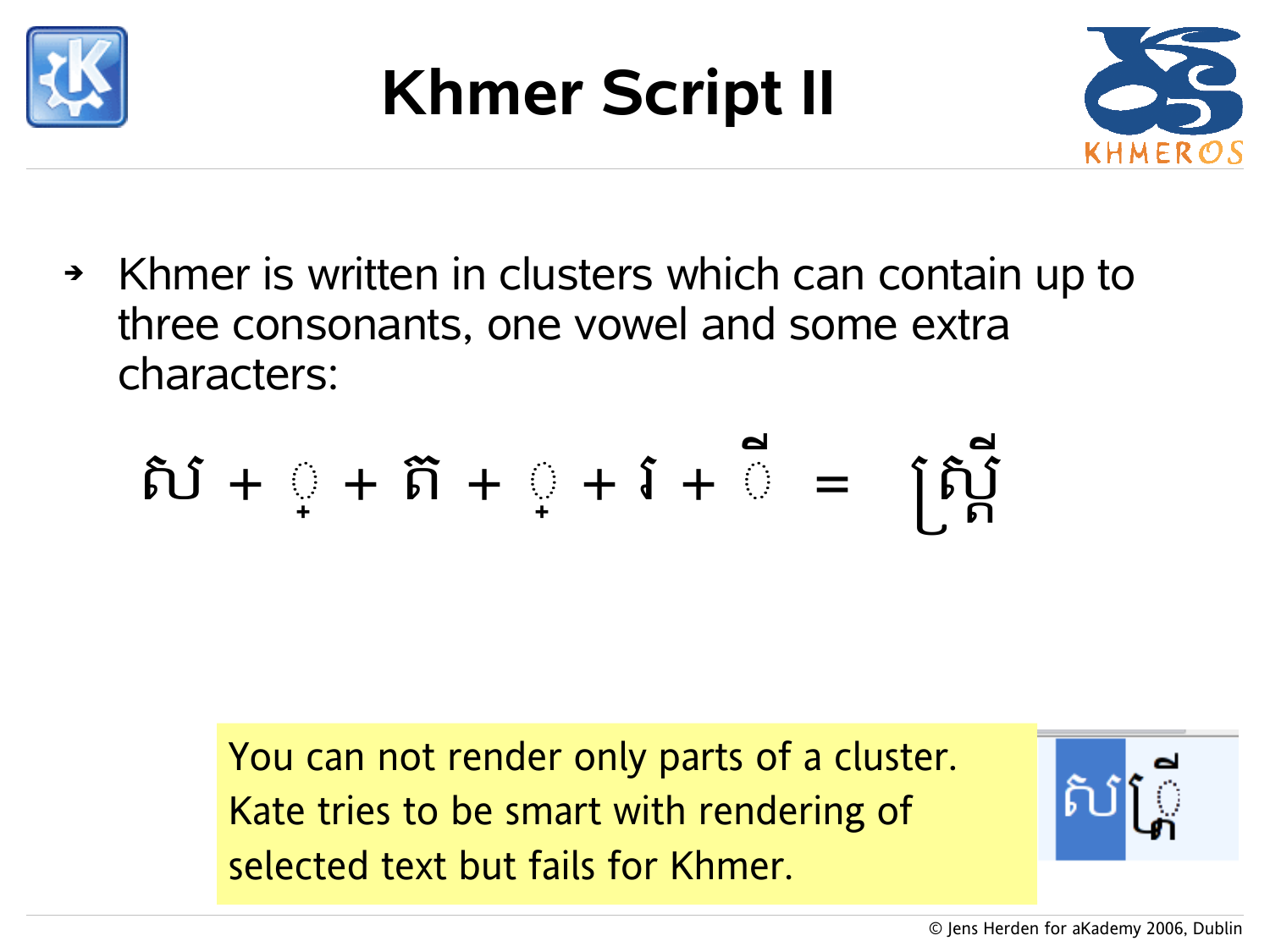# Khmer Script II

- Khmer is written in clusters which can contain up to three consonants, one vowel and some extra characters:

ស + ្ + ត + ្ + រ + ី = ស្ត្រី

You can not render only parts of a cluster. Kate tries to be smart with rendering of selected text but fails for Khmer.

© Jens Herden for aKademy 2006, Dublin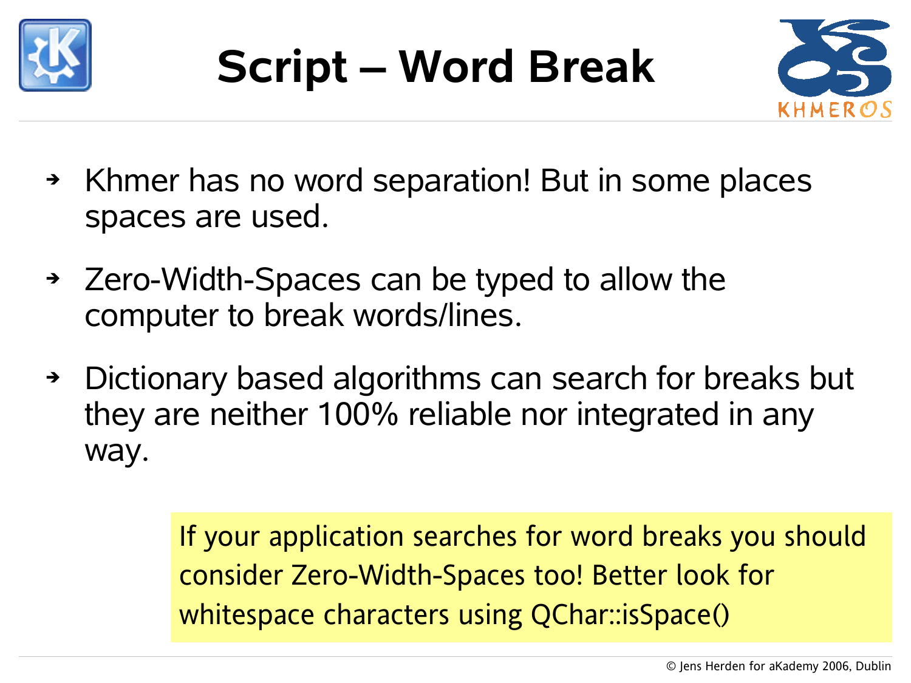# Script – Word Break

- Khmer has no word separation! But in some places spaces are used.
- Zero-Width-Spaces can be typed to allow the computer to break words/lines.
- Dictionary based algorithms can search for breaks but they are neither 100% reliable nor integrated in any way.

> If your application searches for word breaks you should consider Zero-Width-Spaces too! Better look for whitespace characters using QChar::isSpace()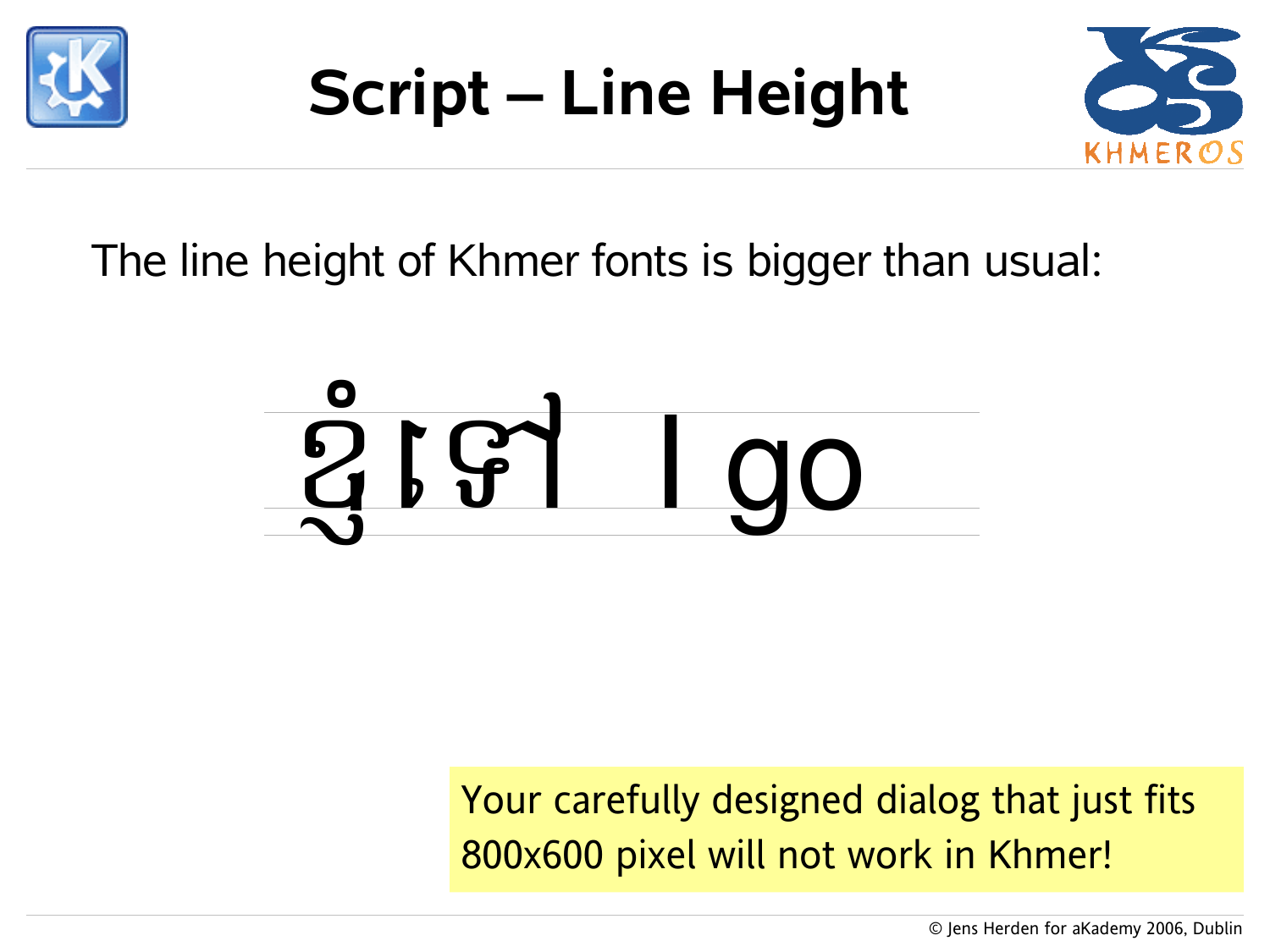# Script – Line Height

The line height of Khmer fonts is bigger than usual:

ខ្ញុំទៅ I go

Your carefully designed dialog that just fits 800x600 pixel will not work in Khmer!

© Jens Herden for aKademy 2006, Dublin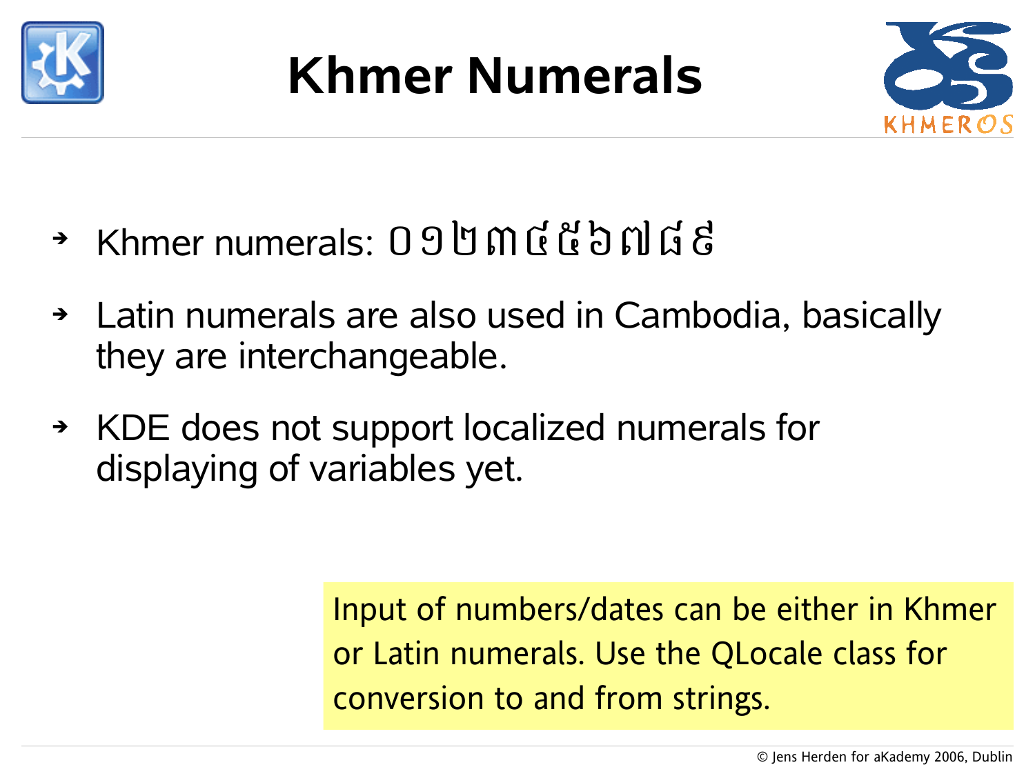# Khmer Numerals

- Khmer numerals: ០ ១ ២ ៣ ៤ ៥ ៦ ៧ ៨ ៩
- Latin numerals are also used in Cambodia, basically they are interchangeable.
- KDE does not support localized numerals for displaying of variables yet.

Input of numbers/dates can be either in Khmer or Latin numerals. Use the QLocale class for conversion to and from strings.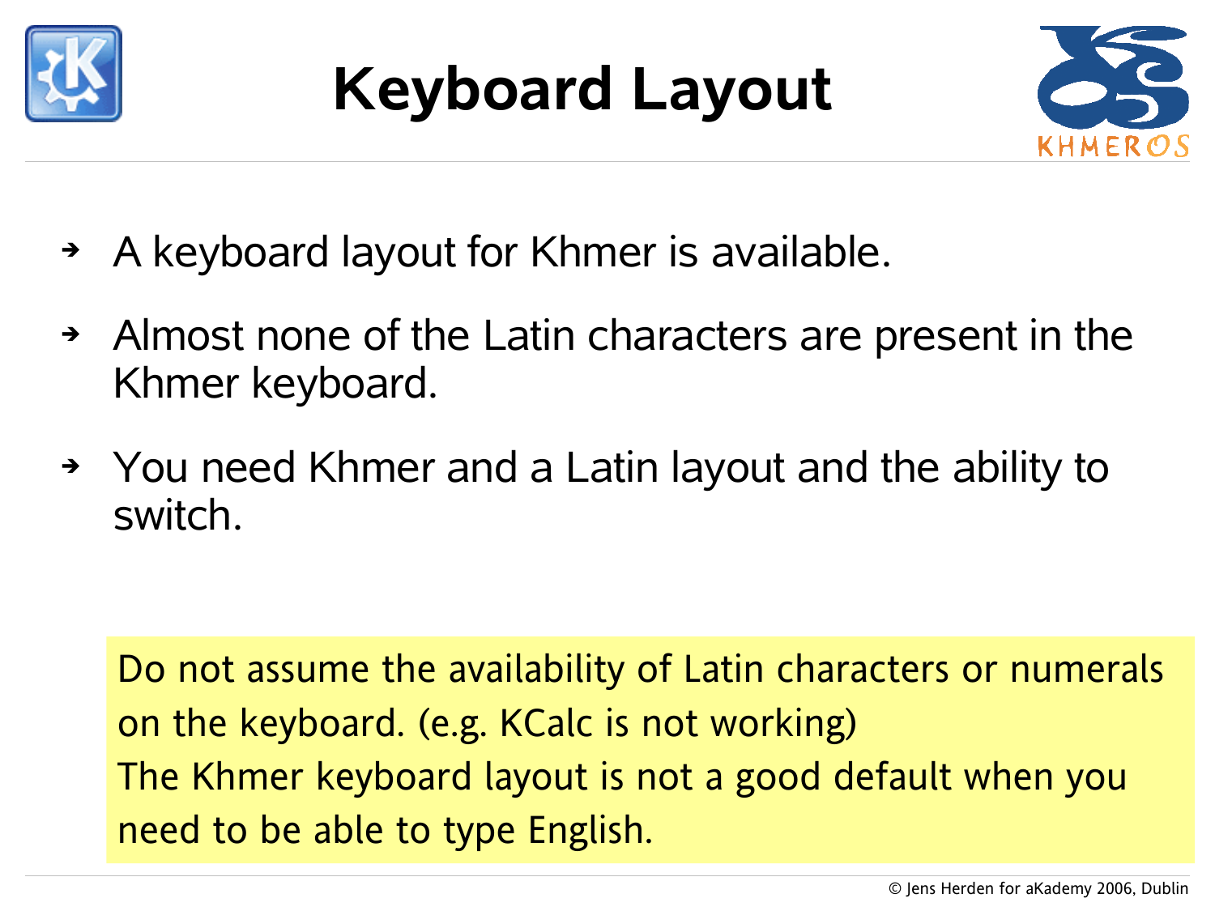# Keyboard Layout

- A keyboard layout for Khmer is available.
- Almost none of the Latin characters are present in the Khmer keyboard.
- You need Khmer and a Latin layout and the ability to switch.

Do not assume the availability of Latin characters or numerals on the keyboard. (e.g. KCalc is not working)
The Khmer keyboard layout is not a good default when you need to be able to type English.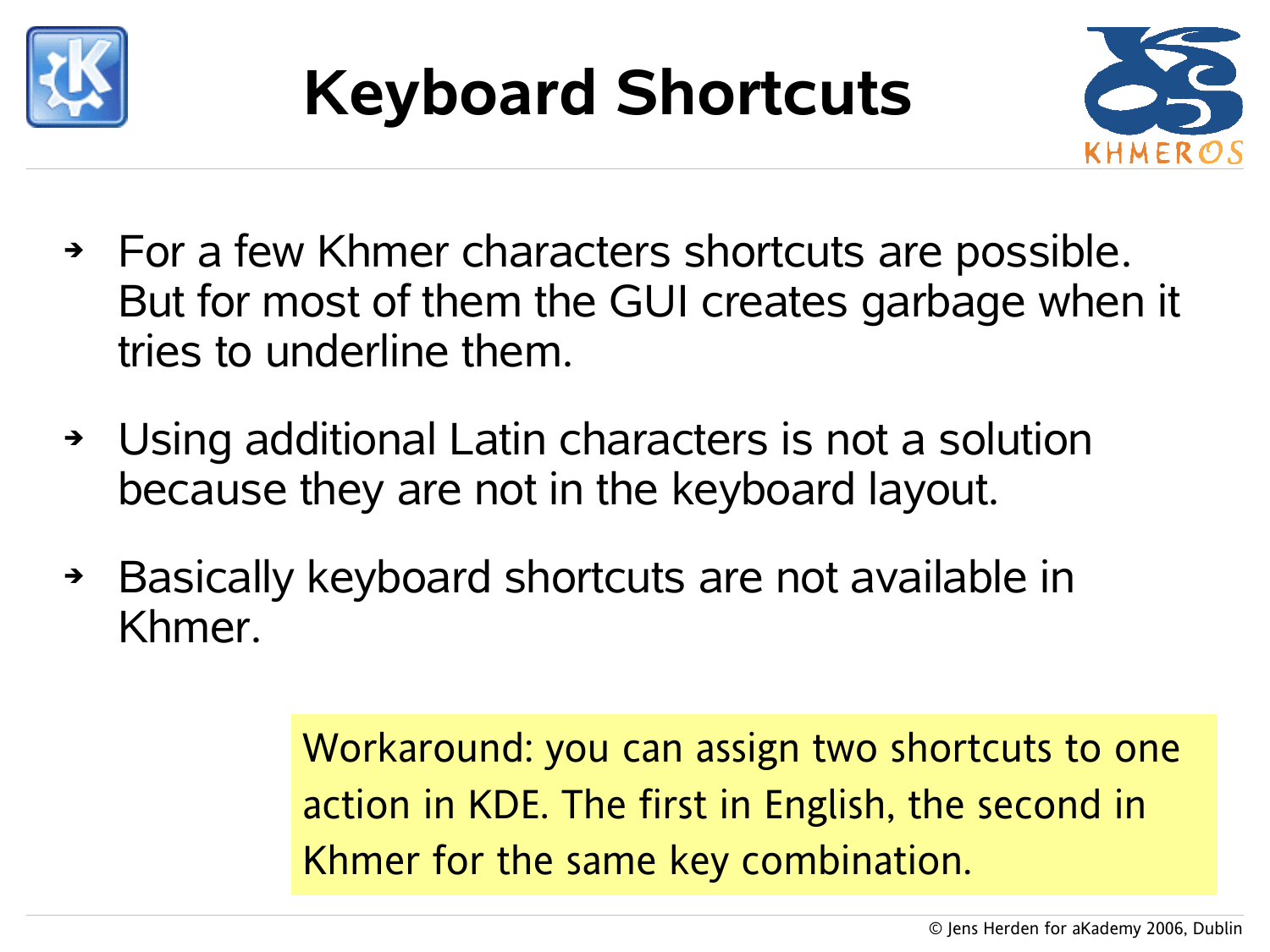# Keyboard Shortcuts

- For a few Khmer characters shortcuts are possible. But for most of them the GUI creates garbage when it tries to underline them.
- Using additional Latin characters is not a solution because they are not in the keyboard layout.
- Basically keyboard shortcuts are not available in Khmer.

Workaround: you can assign two shortcuts to one action in KDE. The first in English, the second in Khmer for the same key combination.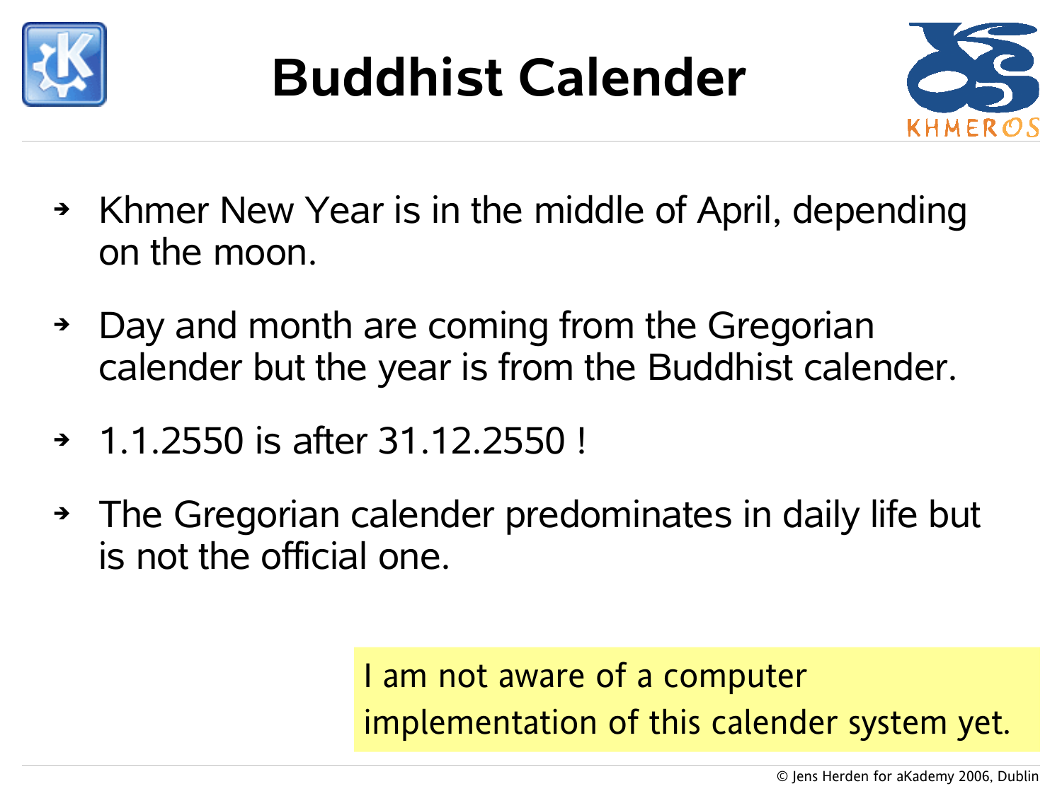# Buddhist Calender

- Khmer New Year is in the middle of April, depending on the moon.
- Day and month are coming from the Gregorian calender but the year is from the Buddhist calender.
- 1.1.2550 is after 31.12.2550 !
- The Gregorian calender predominates in daily life but is not the official one.

I am not aware of a computer implementation of this calender system yet.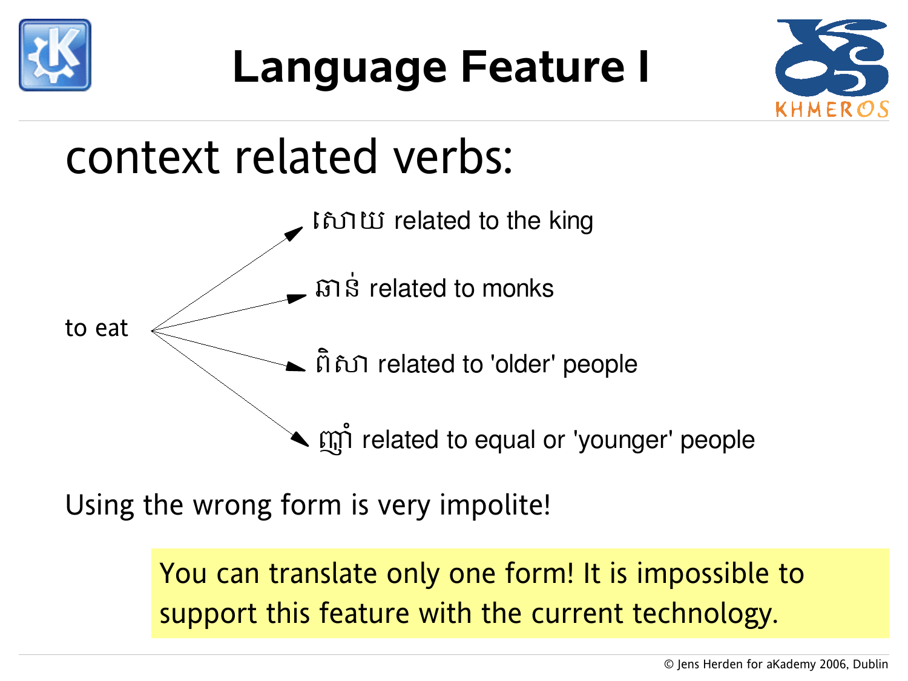# Language Feature I

## context related verbs:

to eat

- សោយ related to the king
- ឆាន់ related to monks
- ពិសា related to 'older' people
- ញ៉ាំ related to equal or 'younger' people

Using the wrong form is very impolite!

> You can translate only one form! It is impossible to support this feature with the current technology.

© Jens Herden for aKademy 2006, Dublin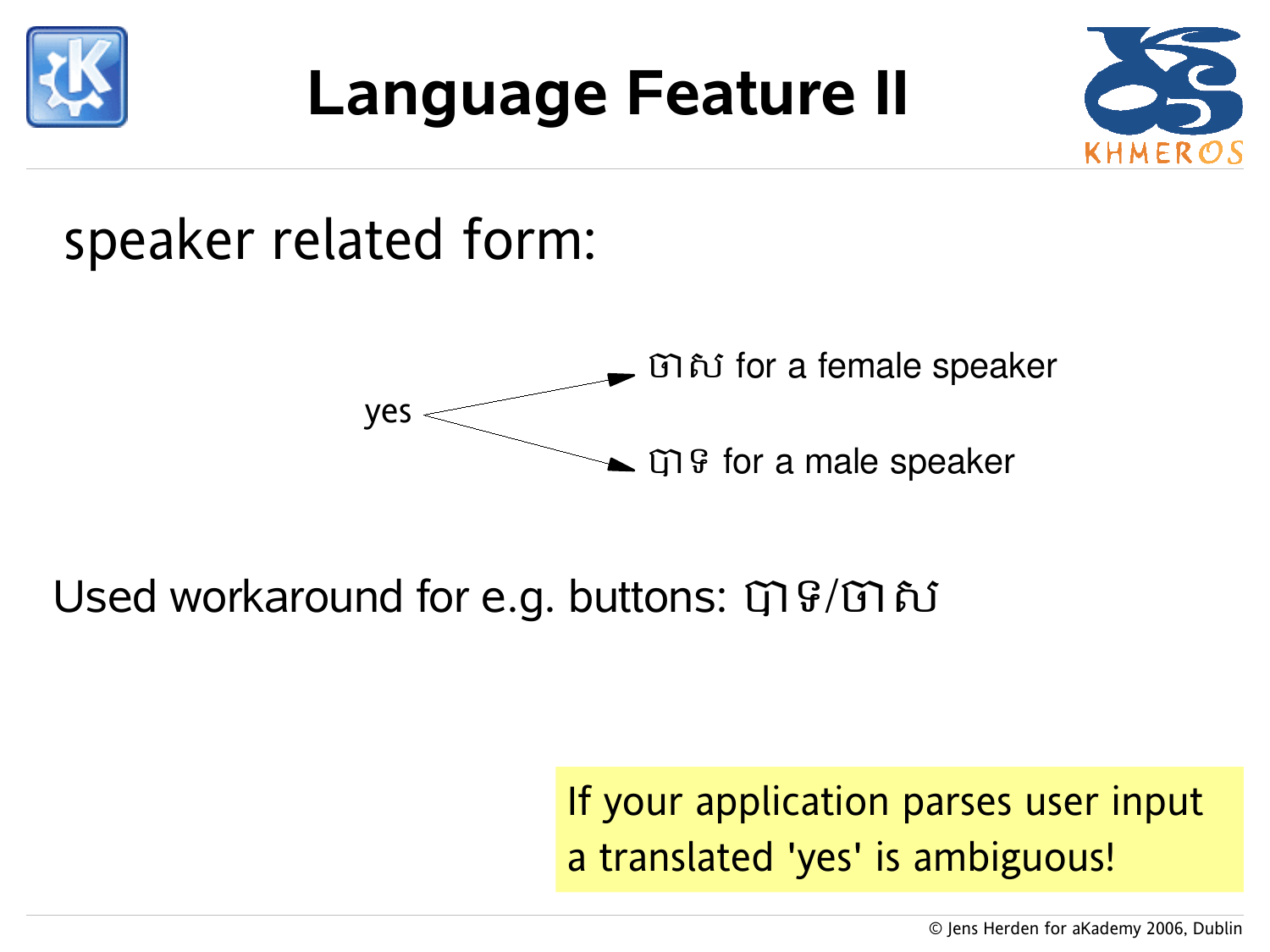# Language Feature II

speaker related form:

yes → ចាស for a female speaker

yes → បាទ for a male speaker

Used workaround for e.g. buttons: បាទ/ចាស

If your application parses user input a translated 'yes' is ambiguous!

© Jens Herden for aKademy 2006, Dublin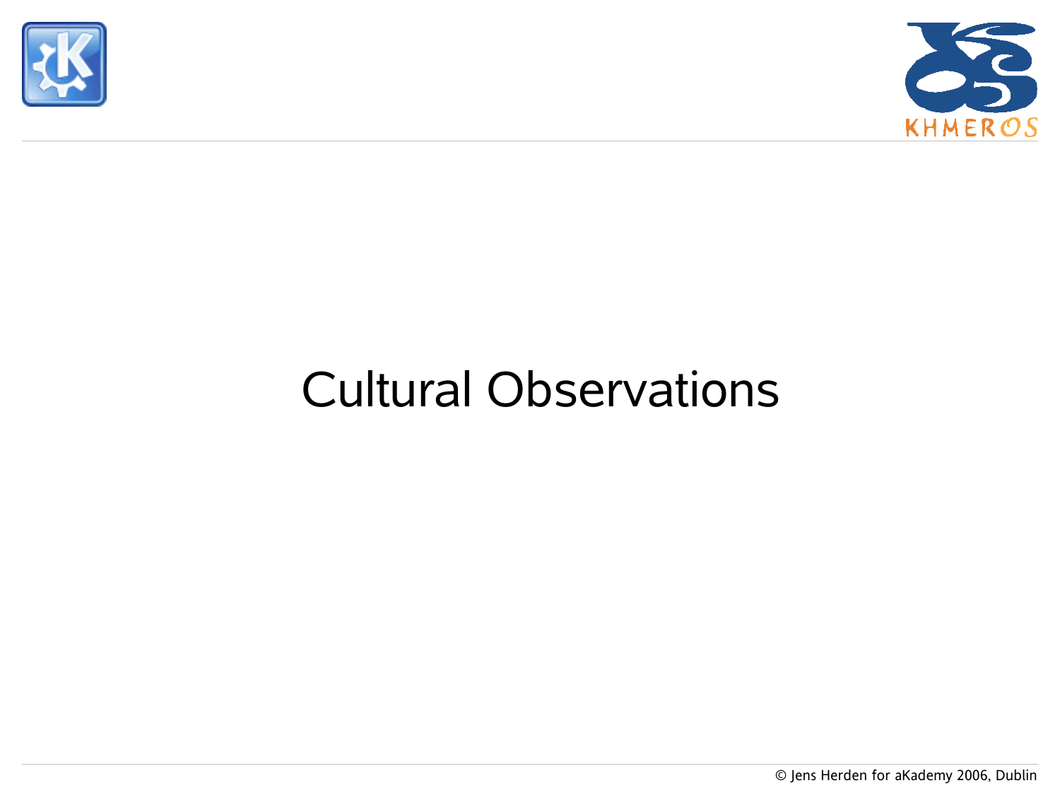# Cultural Observations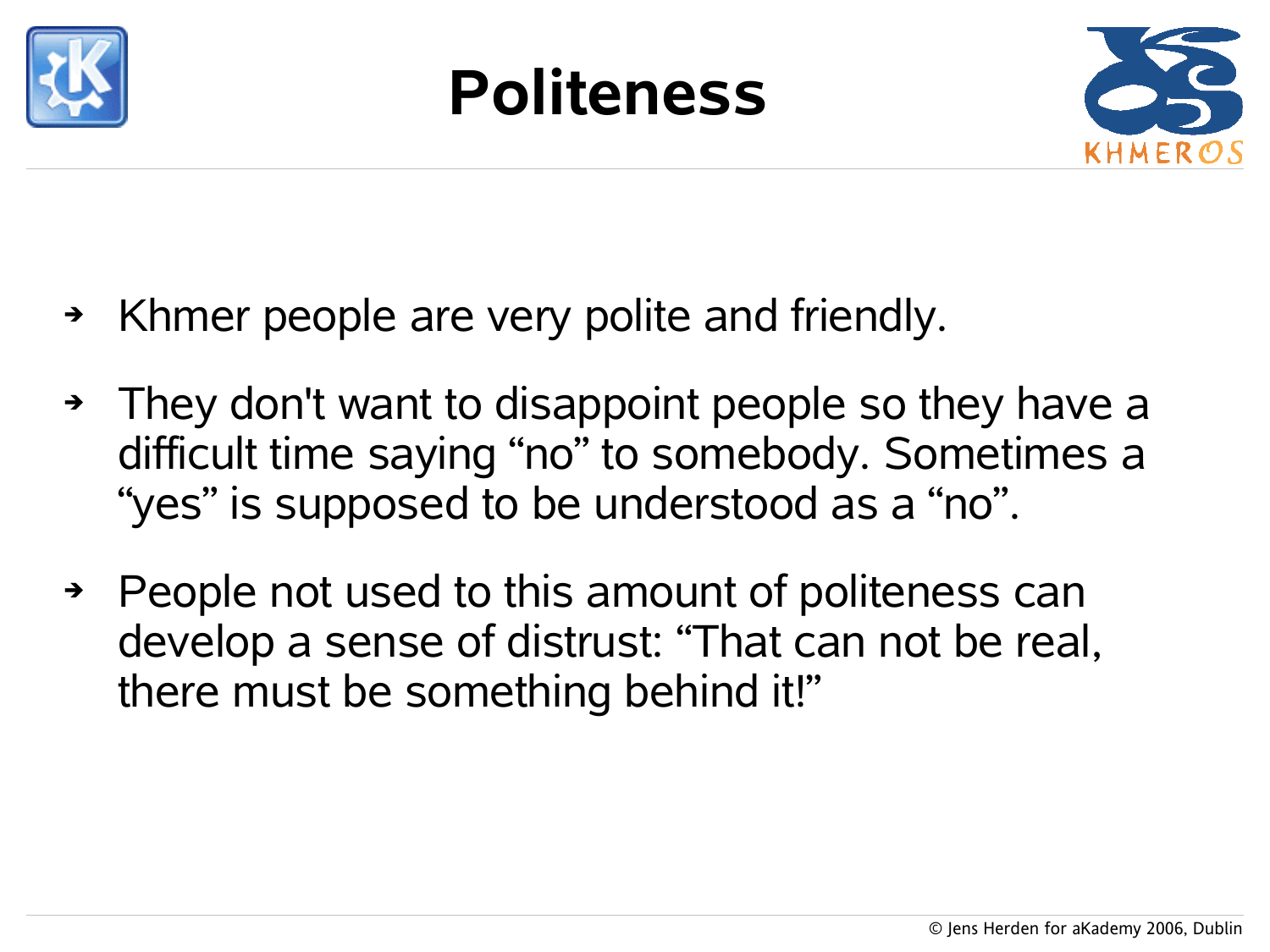# Politeness

- Khmer people are very polite and friendly.
- They don't want to disappoint people so they have a difficult time saying “no” to somebody. Sometimes a “yes” is supposed to be understood as a “no”.
- People not used to this amount of politeness can develop a sense of distrust: “That can not be real, there must be something behind it!”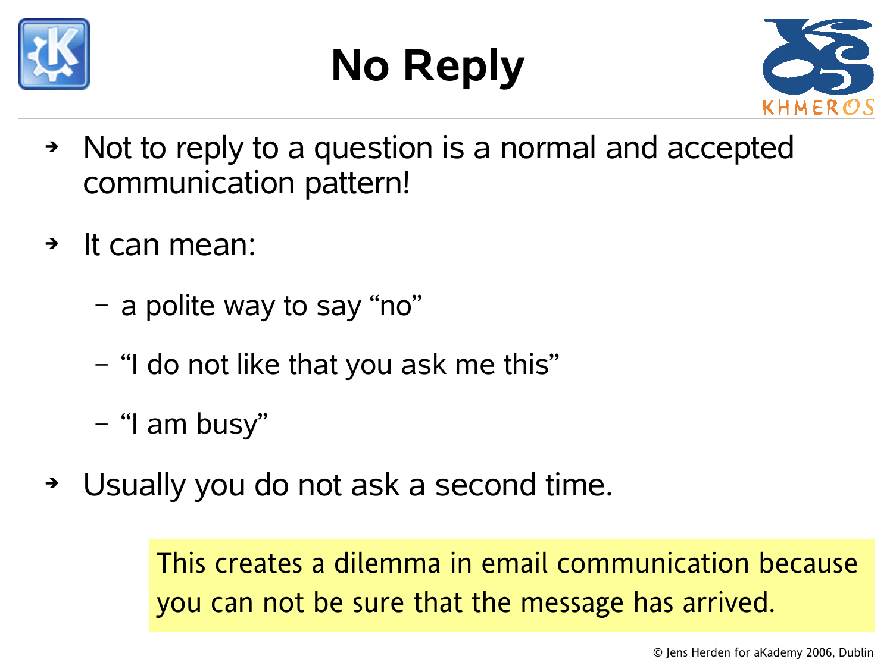# No Reply

- Not to reply to a question is a normal and accepted communication pattern!
- It can mean:
  - a polite way to say “no”
  - “I do not like that you ask me this”
  - “I am busy”
- Usually you do not ask a second time.

> This creates a dilemma in email communication because you can not be sure that the message has arrived.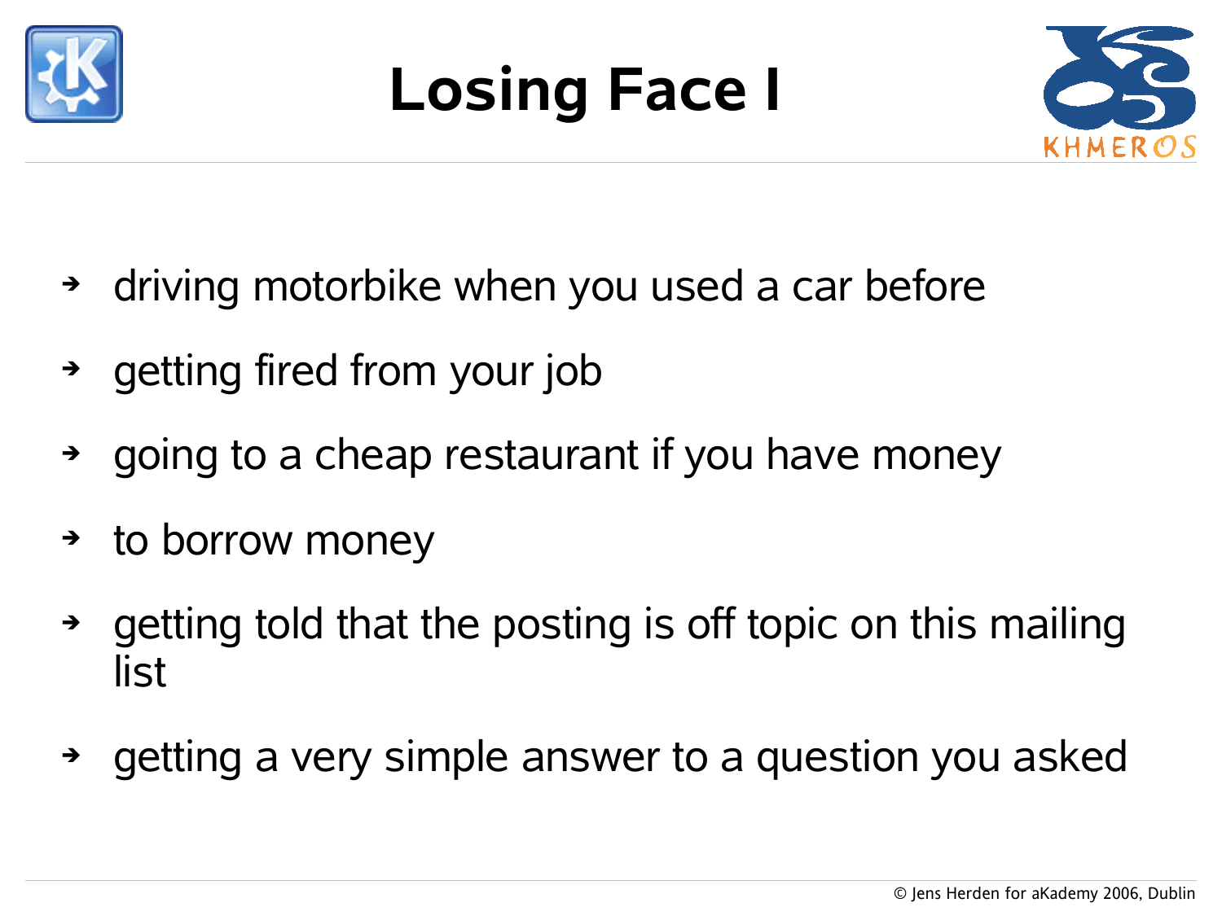# Losing Face I

- driving motorbike when you used a car before
- getting fired from your job
- going to a cheap restaurant if you have money
- to borrow money
- getting told that the posting is off topic on this mailing list
- getting a very simple answer to a question you asked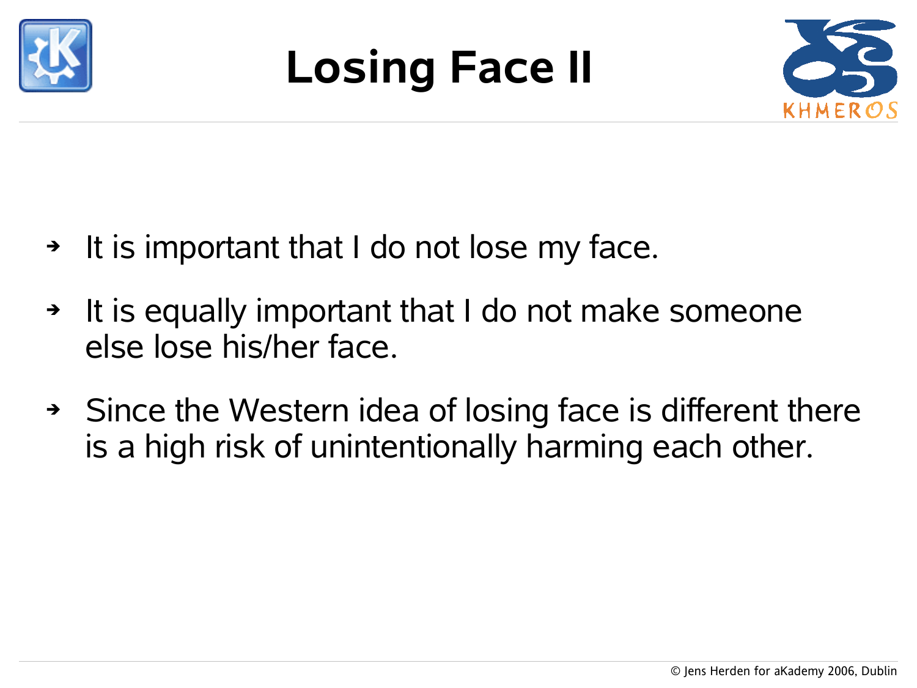# Losing Face II

- It is important that I do not lose my face.
- It is equally important that I do not make someone else lose his/her face.
- Since the Western idea of losing face is different there is a high risk of unintentionally harming each other.

© Jens Herden for aKademy 2006, Dublin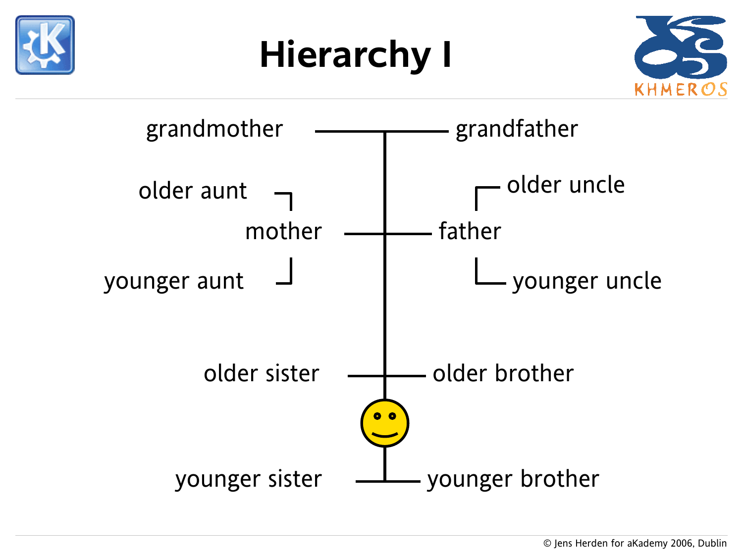# Hierarchy I

grandmother — grandfather

older aunt

mother — father

younger aunt

older uncle

younger uncle

older sister — older brother

younger sister — younger brother

© Jens Herden for aKademy 2006, Dublin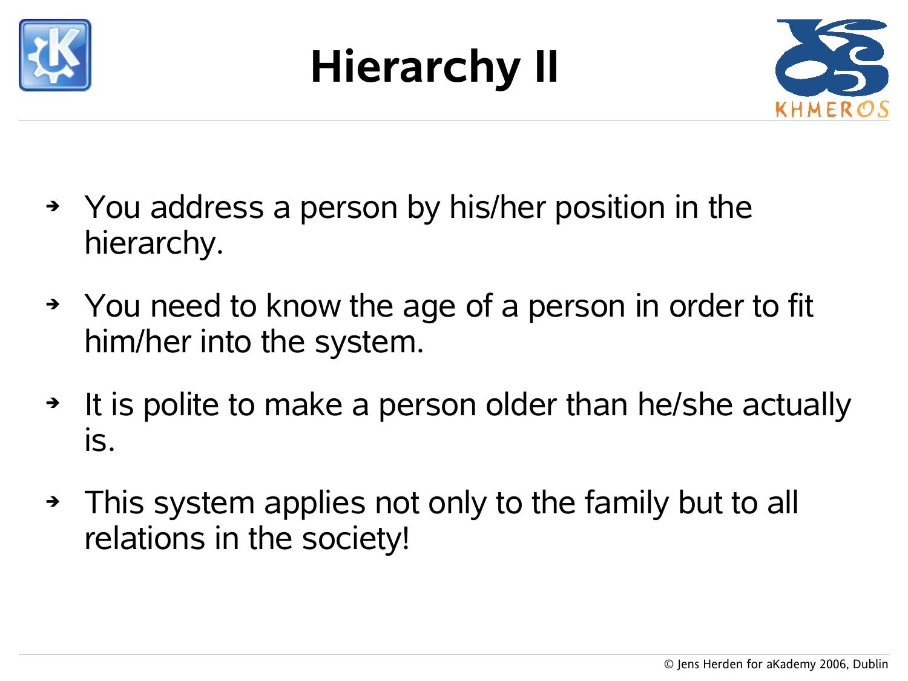# Hierarchy II

- You address a person by his/her position in the hierarchy.
- You need to know the age of a person in order to fit him/her into the system.
- It is polite to make a person older than he/she actually is.
- This system applies not only to the family but to all relations in the society!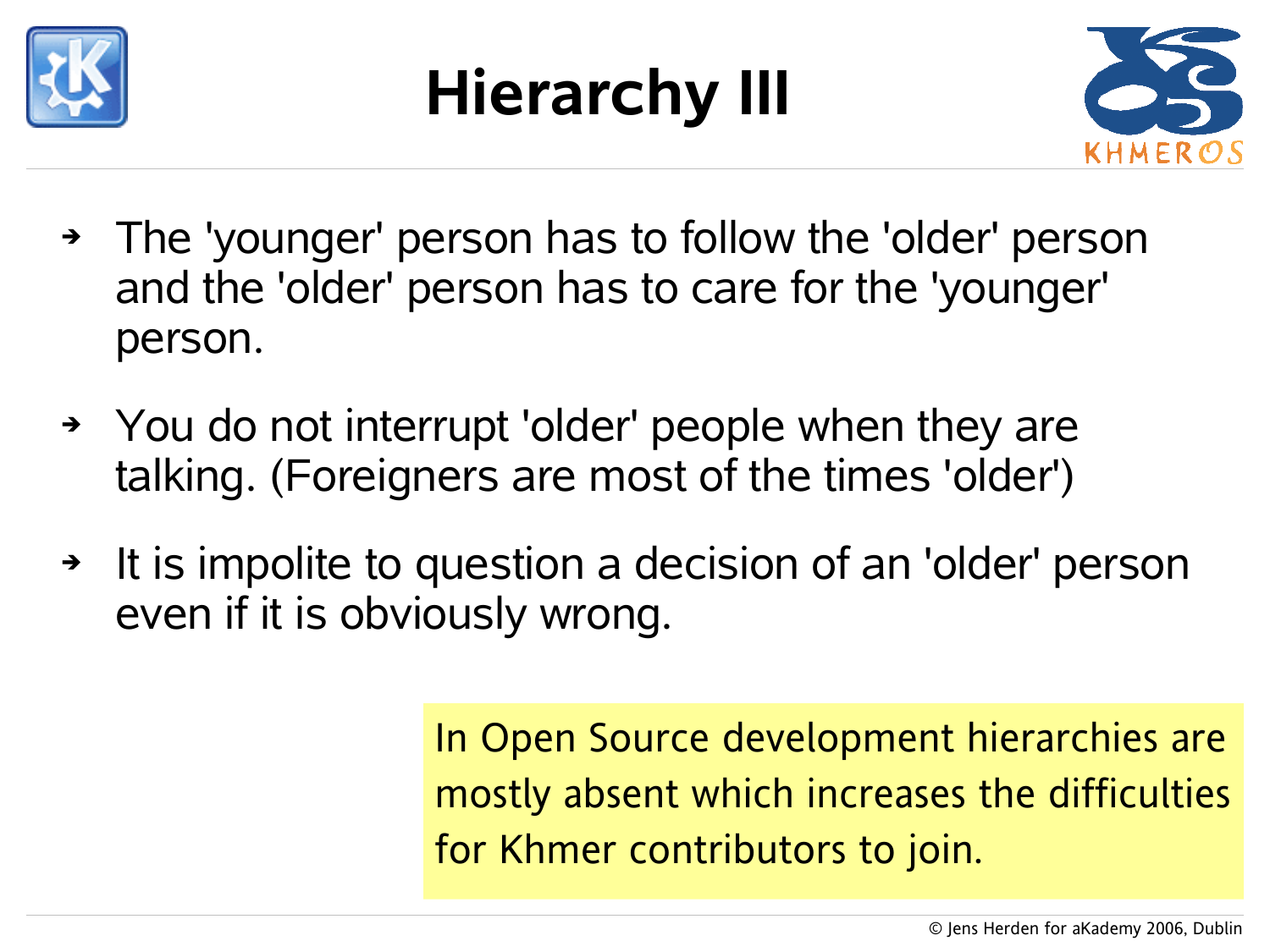# Hierarchy III

- The 'younger' person has to follow the 'older' person and the 'older' person has to care for the 'younger' person.
- You do not interrupt 'older' people when they are talking. (Foreigners are most of the times 'older')
- It is impolite to question a decision of an 'older' person even if it is obviously wrong.

In Open Source development hierarchies are mostly absent which increases the difficulties for Khmer contributors to join.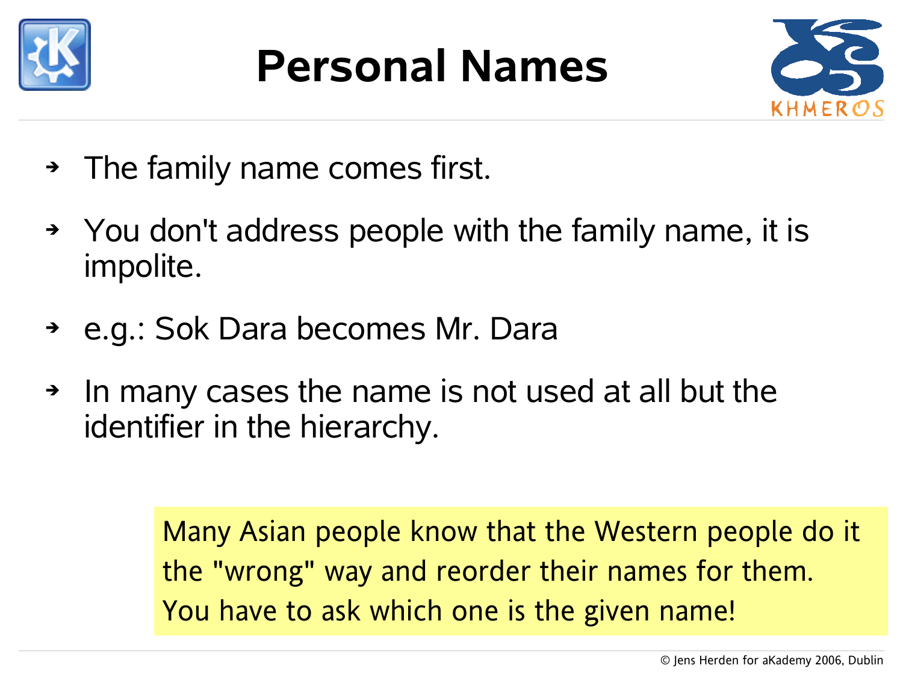# Personal Names

- The family name comes first.
- You don't address people with the family name, it is impolite.
- e.g.: Sok Dara becomes Mr. Dara
- In many cases the name is not used at all but the identifier in the hierarchy.

Many Asian people know that the Western people do it the "wrong" way and reorder their names for them. You have to ask which one is the given name!

© Jens Herden for aKademy 2006, Dublin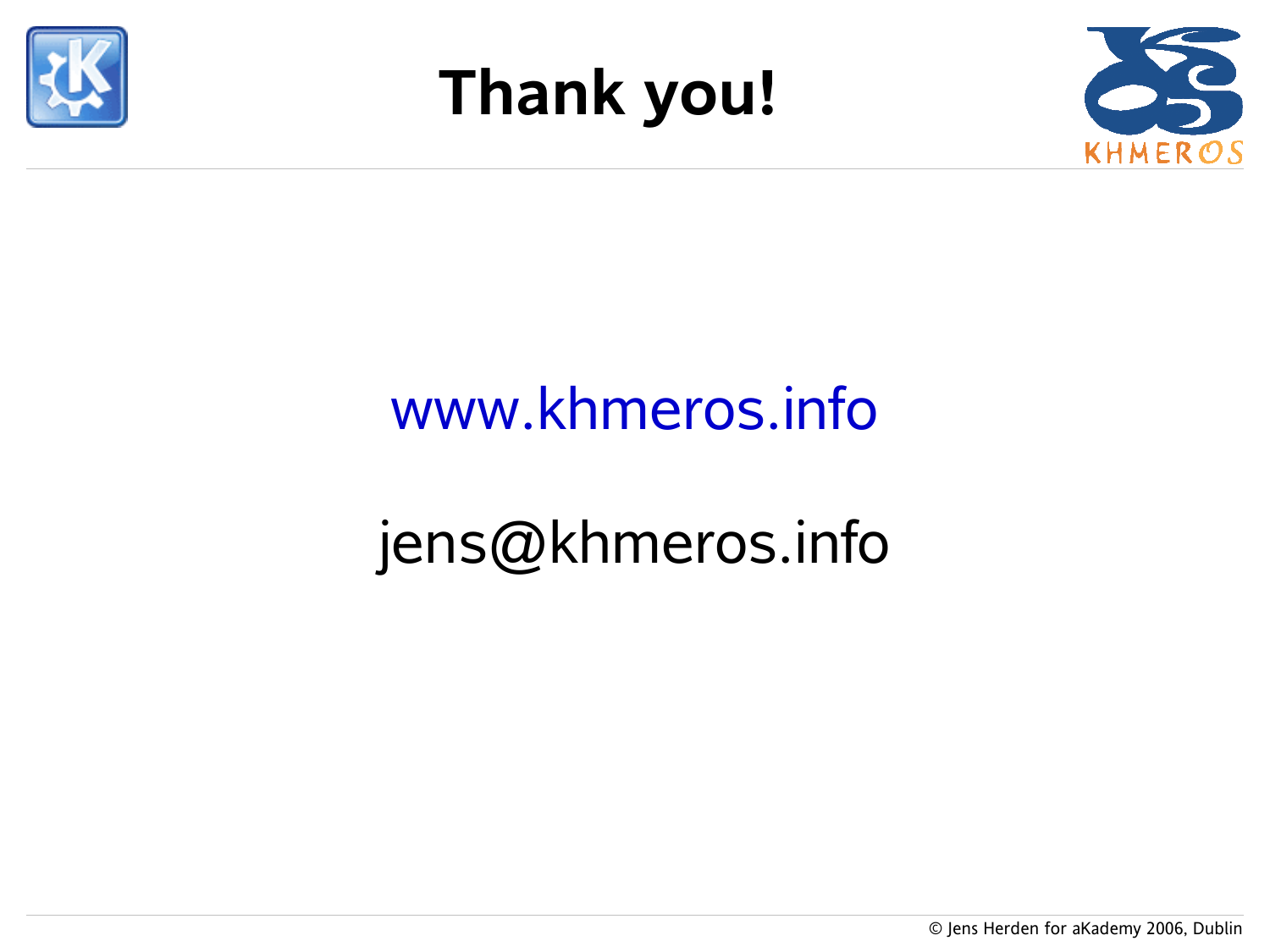# Thank you!

www.khmeros.info

jens@khmeros.info